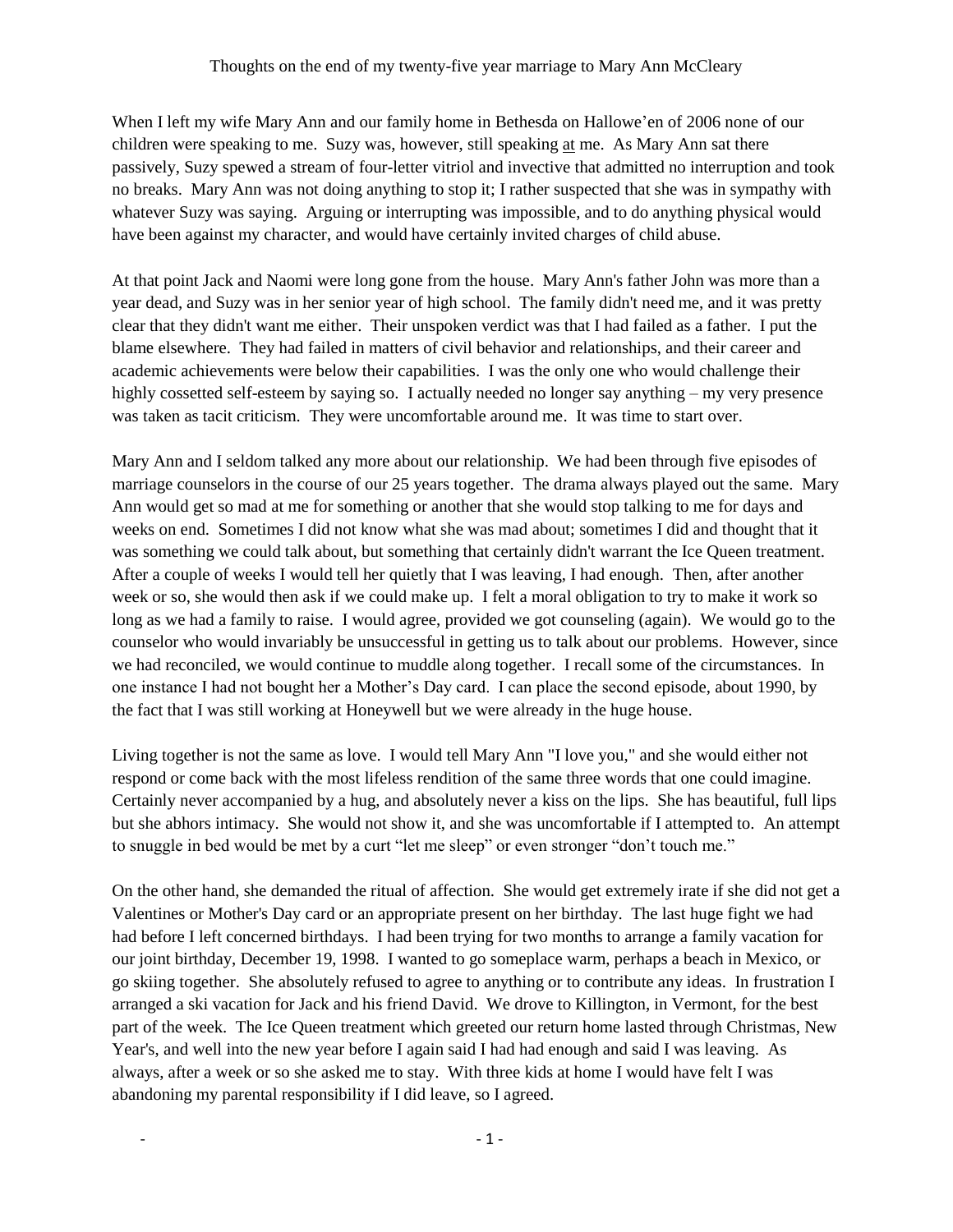# Thoughts on the end of my twenty-five year marriage to Mary Ann McCleary

When I left my wife Mary Ann and our family home in Bethesda on Hallowe'en of 2006 none of our children were speaking to me. Suzy was, however, still speaking <u>at</u> me. As Mary Ann sat there passively, Suzy spewed a stream of four-letter vitriol and invective that admitted no interruption and took no breaks. Mary Ann was not doing anything to stop it; I rather suspected that she was in sympathy with whatever Suzy was saying. Arguing or interrupting was impossible, and to do anything physical would have been against my character, and would have certainly invited charges of child abuse.

At that point Jack and Naomi were long gone from the house. Mary Ann's father John was more than a year dead, and Suzy was in her senior year of high school. The family didn't need me, and it was pretty clear that they didn't want me either. Their unspoken verdict was that I had failed as a father. I put the blame elsewhere. They had failed in matters of civil behavior and relationships, and their career and academic achievements were below their capabilities. I was the only one who would challenge their highly cossetted self-esteem by saying so. I actually needed no longer say anything – my very presence was taken as tacit criticism. They were uncomfortable around me. It was time to start over.

Mary Ann and I seldom talked any more about our relationship. We had been through five episodes of marriage counselors in the course of our 25 years together. The drama always played out the same. Mary Ann would get so mad at me for something or another that she would stop talking to me for days and weeks on end. Sometimes I did not know what she was mad about; sometimes I did and thought that it was something we could talk about, but something that certainly didn't warrant the Ice Queen treatment. After a couple of weeks I would tell her quietly that I was leaving, I had enough. Then, after another week or so, she would then ask if we could make up. I felt a moral obligation to try to make it work so long as we had a family to raise. I would agree, provided we got counseling (again). We would go to the counselor who would invariably be unsuccessful in getting us to talk about our problems. However, since we had reconciled, we would continue to muddle along together. I recall some of the circumstances. In one instance I had not bought her a Mother's Day card. I can place the second episode, about 1990, by the fact that I was still working at Honeywell but we were already in the huge house.

Living together is not the same as love. I would tell Mary Ann "I love you," and she would either not respond or come back with the most lifeless rendition of the same three words that one could imagine. Certainly never accompanied by a hug, and absolutely never a kiss on the lips. She has beautiful, full lips but she abhors intimacy. She would not show it, and she was uncomfortable if I attempted to. An attempt to snuggle in bed would be met by a curt "let me sleep" or even stronger "don't touch me."

On the other hand, she demanded the ritual of affection. She would get extremely irate if she did not get a Valentines or Mother's Day card or an appropriate present on her birthday. The last huge fight we had had before I left concerned birthdays. I had been trying for two months to arrange a family vacation for our joint birthday, December 19, 1998. I wanted to go someplace warm, perhaps a beach in Mexico, or go skiing together. She absolutely refused to agree to anything or to contribute any ideas. In frustration I arranged a ski vacation for Jack and his friend David. We drove to Killington, in Vermont, for the best part of the week. The Ice Queen treatment which greeted our return home lasted through Christmas, New Year's, and well into the new year before I again said I had had enough and said I was leaving. As always, after a week or so she asked me to stay. With three kids at home I would have felt I was abandoning my parental responsibility if I did leave, so I agreed.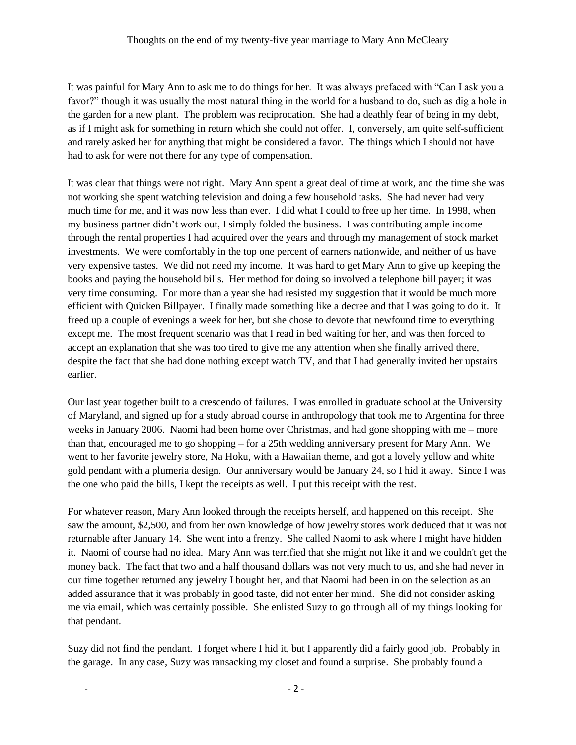It was painful for Mary Ann to ask me to do things for her. It was always prefaced with "Can I ask you a favor?" though it was usually the most natural thing in the world for a husband to do, such as dig a hole in the garden for a new plant. The problem was reciprocation. She had a deathly fear of being in my debt, as if I might ask for something in return which she could not offer. I, conversely, am quite self-sufficient and rarely asked her for anything that might be considered a favor. The things which I should not have had to ask for were not there for any type of compensation.

It was clear that things were not right. Mary Ann spent a great deal of time at work, and the time she was not working she spent watching television and doing a few household tasks. She had never had very much time for me, and it was now less than ever. I did what I could to free up her time. In 1998, when my business partner didn't work out, I simply folded the business. I was contributing ample income through the rental properties I had acquired over the years and through my management of stock market investments. We were comfortably in the top one percent of earners nationwide, and neither of us have very expensive tastes. We did not need my income. It was hard to get Mary Ann to give up keeping the books and paying the household bills. Her method for doing so involved a telephone bill payer; it was very time consuming. For more than a year she had resisted my suggestion that it would be much more efficient with Quicken Billpayer. I finally made something like a decree and that I was going to do it. It freed up a couple of evenings a week for her, but she chose to devote that newfound time to everything except me. The most frequent scenario was that I read in bed waiting for her, and was then forced to accept an explanation that she was too tired to give me any attention when she finally arrived there, despite the fact that she had done nothing except watch TV, and that I had generally invited her upstairs earlier.

Our last year together built to a crescendo of failures. I was enrolled in graduate school at the University of Maryland, and signed up for a study abroad course in anthropology that took me to Argentina for three weeks in January 2006. Naomi had been home over Christmas, and had gone shopping with me – more than that, encouraged me to go shopping – for a 25th wedding anniversary present for Mary Ann. We went to her favorite jewelry store, Na Hoku, with a Hawaiian theme, and got a lovely yellow and white gold pendant with a plumeria design. Our anniversary would be January 24, so I hid it away. Since I was the one who paid the bills, I kept the receipts as well. I put this receipt with the rest.

For whatever reason, Mary Ann looked through the receipts herself, and happened on this receipt. She saw the amount, $2,500, and from her own knowledge of how jewelry stores work deduced that it was not returnable after January 14. She went into a frenzy. She called Naomi to ask where I might have hidden it. Naomi of course had no idea. Mary Ann was terrified that she might not like it and we couldn't get the money back. The fact that two and a half thousand dollars was not very much to us, and she had never in our time together returned any jewelry I bought her, and that Naomi had been in on the selection as an added assurance that it was probably in good taste, did not enter her mind. She did not consider asking me via email, which was certainly possible. She enlisted Suzy to go through all of my things looking for that pendant.

Suzy did not find the pendant. I forget where I hid it, but I apparently did a fairly good job. Probably in the garage. In any case, Suzy was ransacking my closet and found a surprise. She probably found a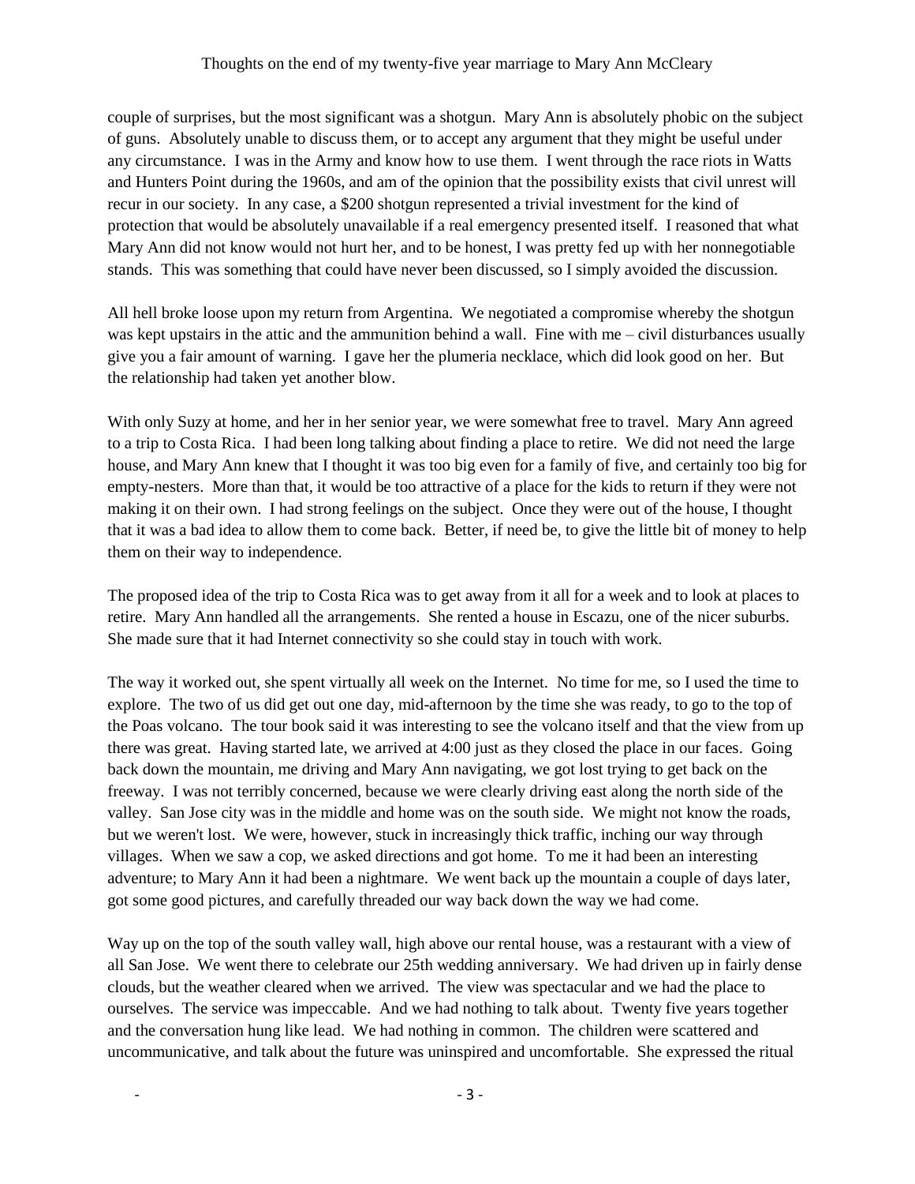couple of surprises, but the most significant was a shotgun. Mary Ann is absolutely phobic on the subject of guns. Absolutely unable to discuss them, or to accept any argument that they might be useful under any circumstance. I was in the Army and know how to use them. I went through the race riots in Watts and Hunters Point during the 1960s, and am of the opinion that the possibility exists that civil unrest will recur in our society. In any case, a $200 shotgun represented a trivial investment for the kind of protection that would be absolutely unavailable if a real emergency presented itself. I reasoned that what Mary Ann did not know would not hurt her, and to be honest, I was pretty fed up with her nonnegotiable stands. This was something that could have never been discussed, so I simply avoided the discussion.

All hell broke loose upon my return from Argentina. We negotiated a compromise whereby the shotgun was kept upstairs in the attic and the ammunition behind a wall. Fine with me – civil disturbances usually give you a fair amount of warning. I gave her the plumeria necklace, which did look good on her. But the relationship had taken yet another blow.

With only Suzy at home, and her in her senior year, we were somewhat free to travel. Mary Ann agreed to a trip to Costa Rica. I had been long talking about finding a place to retire. We did not need the large house, and Mary Ann knew that I thought it was too big even for a family of five, and certainly too big for empty-nesters. More than that, it would be too attractive of a place for the kids to return if they were not making it on their own. I had strong feelings on the subject. Once they were out of the house, I thought that it was a bad idea to allow them to come back. Better, if need be, to give the little bit of money to help them on their way to independence.

The proposed idea of the trip to Costa Rica was to get away from it all for a week and to look at places to retire. Mary Ann handled all the arrangements. She rented a house in Escazu, one of the nicer suburbs. She made sure that it had Internet connectivity so she could stay in touch with work.

The way it worked out, she spent virtually all week on the Internet. No time for me, so I used the time to explore. The two of us did get out one day, mid-afternoon by the time she was ready, to go to the top of the Poas volcano. The tour book said it was interesting to see the volcano itself and that the view from up there was great. Having started late, we arrived at 4:00 just as they closed the place in our faces. Going back down the mountain, me driving and Mary Ann navigating, we got lost trying to get back on the freeway. I was not terribly concerned, because we were clearly driving east along the north side of the valley. San Jose city was in the middle and home was on the south side. We might not know the roads, but we weren't lost. We were, however, stuck in increasingly thick traffic, inching our way through villages. When we saw a cop, we asked directions and got home. To me it had been an interesting adventure; to Mary Ann it had been a nightmare. We went back up the mountain a couple of days later, got some good pictures, and carefully threaded our way back down the way we had come.

Way up on the top of the south valley wall, high above our rental house, was a restaurant with a view of all San Jose. We went there to celebrate our 25th wedding anniversary. We had driven up in fairly dense clouds, but the weather cleared when we arrived. The view was spectacular and we had the place to ourselves. The service was impeccable. And we had nothing to talk about. Twenty five years together and the conversation hung like lead. We had nothing in common. The children were scattered and uncommunicative, and talk about the future was uninspired and uncomfortable. She expressed the ritual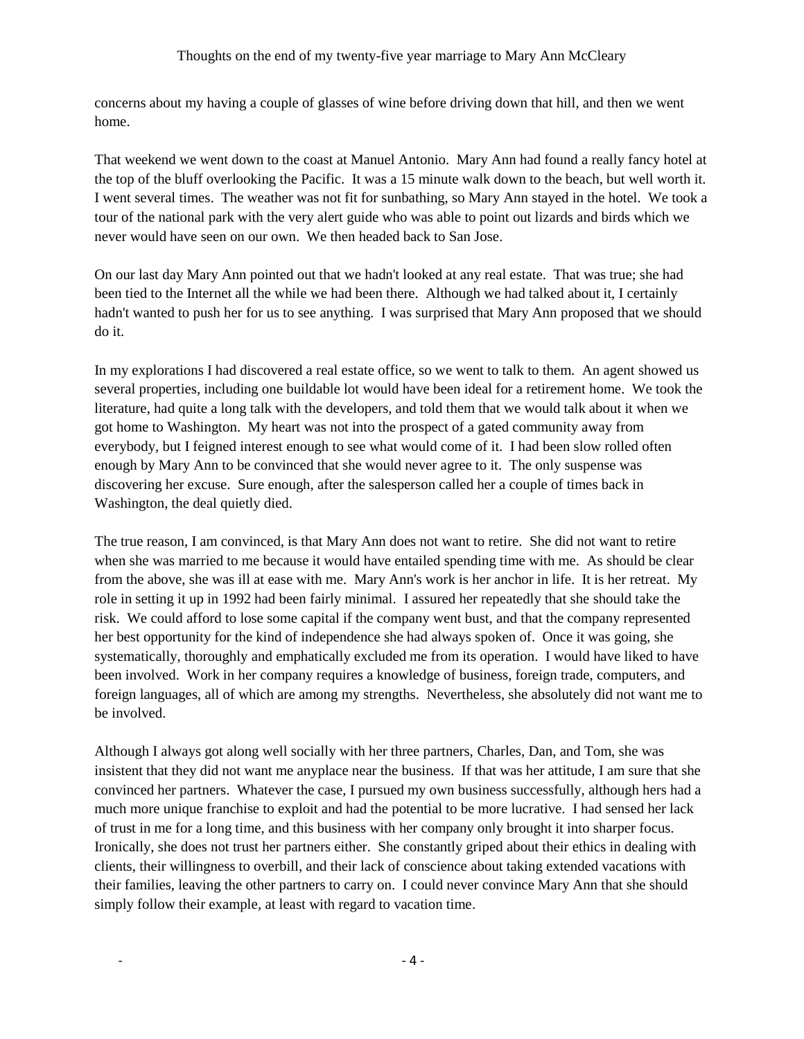concerns about my having a couple of glasses of wine before driving down that hill, and then we went home.

That weekend we went down to the coast at Manuel Antonio. Mary Ann had found a really fancy hotel at the top of the bluff overlooking the Pacific. It was a 15 minute walk down to the beach, but well worth it. I went several times. The weather was not fit for sunbathing, so Mary Ann stayed in the hotel. We took a tour of the national park with the very alert guide who was able to point out lizards and birds which we never would have seen on our own. We then headed back to San Jose.

On our last day Mary Ann pointed out that we hadn't looked at any real estate. That was true; she had been tied to the Internet all the while we had been there. Although we had talked about it, I certainly hadn't wanted to push her for us to see anything. I was surprised that Mary Ann proposed that we should do it.

In my explorations I had discovered a real estate office, so we went to talk to them. An agent showed us several properties, including one buildable lot would have been ideal for a retirement home. We took the literature, had quite a long talk with the developers, and told them that we would talk about it when we got home to Washington. My heart was not into the prospect of a gated community away from everybody, but I feigned interest enough to see what would come of it. I had been slow rolled often enough by Mary Ann to be convinced that she would never agree to it. The only suspense was discovering her excuse. Sure enough, after the salesperson called her a couple of times back in Washington, the deal quietly died.

The true reason, I am convinced, is that Mary Ann does not want to retire. She did not want to retire when she was married to me because it would have entailed spending time with me. As should be clear from the above, she was ill at ease with me. Mary Ann's work is her anchor in life. It is her retreat. My role in setting it up in 1992 had been fairly minimal. I assured her repeatedly that she should take the risk. We could afford to lose some capital if the company went bust, and that the company represented her best opportunity for the kind of independence she had always spoken of. Once it was going, she systematically, thoroughly and emphatically excluded me from its operation. I would have liked to have been involved. Work in her company requires a knowledge of business, foreign trade, computers, and foreign languages, all of which are among my strengths. Nevertheless, she absolutely did not want me to be involved.

Although I always got along well socially with her three partners, Charles, Dan, and Tom, she was insistent that they did not want me anyplace near the business. If that was her attitude, I am sure that she convinced her partners. Whatever the case, I pursued my own business successfully, although hers had a much more unique franchise to exploit and had the potential to be more lucrative. I had sensed her lack of trust in me for a long time, and this business with her company only brought it into sharper focus. Ironically, she does not trust her partners either. She constantly griped about their ethics in dealing with clients, their willingness to overbill, and their lack of conscience about taking extended vacations with their families, leaving the other partners to carry on. I could never convince Mary Ann that she should simply follow their example, at least with regard to vacation time.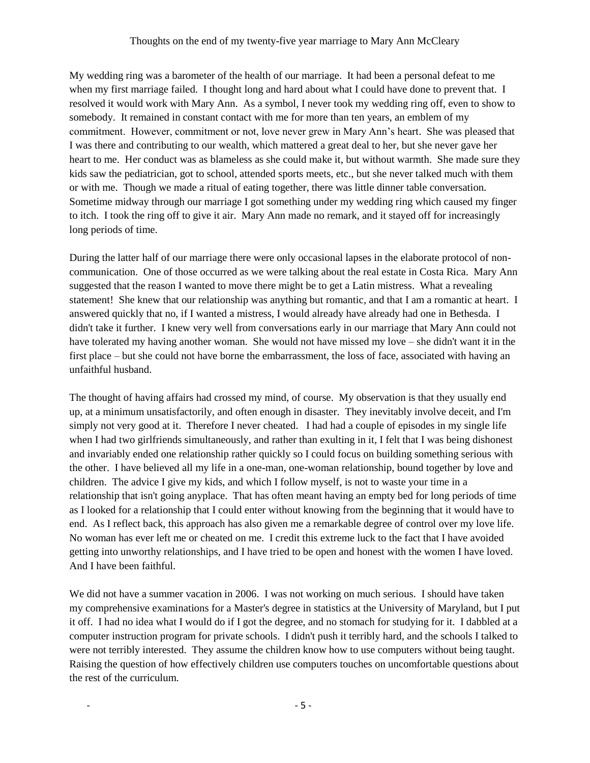My wedding ring was a barometer of the health of our marriage. It had been a personal defeat to me when my first marriage failed. I thought long and hard about what I could have done to prevent that. I resolved it would work with Mary Ann. As a symbol, I never took my wedding ring off, even to show to somebody. It remained in constant contact with me for more than ten years, an emblem of my commitment. However, commitment or not, love never grew in Mary Ann's heart. She was pleased that I was there and contributing to our wealth, which mattered a great deal to her, but she never gave her heart to me. Her conduct was as blameless as she could make it, but without warmth. She made sure they kids saw the pediatrician, got to school, attended sports meets, etc., but she never talked much with them or with me. Though we made a ritual of eating together, there was little dinner table conversation. Sometime midway through our marriage I got something under my wedding ring which caused my finger to itch. I took the ring off to give it air. Mary Ann made no remark, and it stayed off for increasingly long periods of time.

During the latter half of our marriage there were only occasional lapses in the elaborate protocol of non-communication. One of those occurred as we were talking about the real estate in Costa Rica. Mary Ann suggested that the reason I wanted to move there might be to get a Latin mistress. What a revealing statement! She knew that our relationship was anything but romantic, and that I am a romantic at heart. I answered quickly that no, if I wanted a mistress, I would already have already had one in Bethesda. I didn't take it further. I knew very well from conversations early in our marriage that Mary Ann could not have tolerated my having another woman. She would not have missed my love – she didn't want it in the first place – but she could not have borne the embarrassment, the loss of face, associated with having an unfaithful husband.

The thought of having affairs had crossed my mind, of course. My observation is that they usually end up, at a minimum unsatisfactorily, and often enough in disaster. They inevitably involve deceit, and I'm simply not very good at it. Therefore I never cheated. I had had a couple of episodes in my single life when I had two girlfriends simultaneously, and rather than exulting in it, I felt that I was being dishonest and invariably ended one relationship rather quickly so I could focus on building something serious with the other. I have believed all my life in a one-man, one-woman relationship, bound together by love and children. The advice I give my kids, and which I follow myself, is not to waste your time in a relationship that isn't going anyplace. That has often meant having an empty bed for long periods of time as I looked for a relationship that I could enter without knowing from the beginning that it would have to end. As I reflect back, this approach has also given me a remarkable degree of control over my love life. No woman has ever left me or cheated on me. I credit this extreme luck to the fact that I have avoided getting into unworthy relationships, and I have tried to be open and honest with the women I have loved. And I have been faithful.

We did not have a summer vacation in 2006. I was not working on much serious. I should have taken my comprehensive examinations for a Master's degree in statistics at the University of Maryland, but I put it off. I had no idea what I would do if I got the degree, and no stomach for studying for it. I dabbled at a computer instruction program for private schools. I didn't push it terribly hard, and the schools I talked to were not terribly interested. They assume the children know how to use computers without being taught. Raising the question of how effectively children use computers touches on uncomfortable questions about the rest of the curriculum.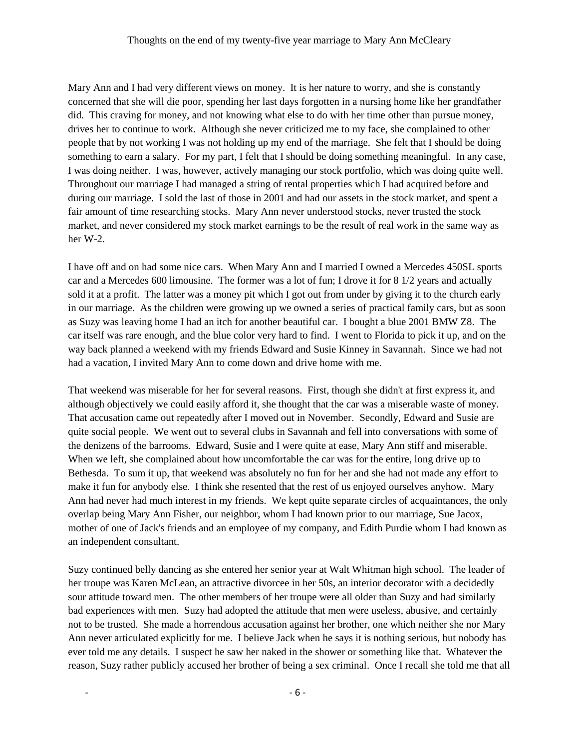Mary Ann and I had very different views on money. It is her nature to worry, and she is constantly concerned that she will die poor, spending her last days forgotten in a nursing home like her grandfather did. This craving for money, and not knowing what else to do with her time other than pursue money, drives her to continue to work. Although she never criticized me to my face, she complained to other people that by not working I was not holding up my end of the marriage. She felt that I should be doing something to earn a salary. For my part, I felt that I should be doing something meaningful. In any case, I was doing neither. I was, however, actively managing our stock portfolio, which was doing quite well. Throughout our marriage I had managed a string of rental properties which I had acquired before and during our marriage. I sold the last of those in 2001 and had our assets in the stock market, and spent a fair amount of time researching stocks. Mary Ann never understood stocks, never trusted the stock market, and never considered my stock market earnings to be the result of real work in the same way as her W-2.

I have off and on had some nice cars. When Mary Ann and I married I owned a Mercedes 450SL sports car and a Mercedes 600 limousine. The former was a lot of fun; I drove it for 8 1/2 years and actually sold it at a profit. The latter was a money pit which I got out from under by giving it to the church early in our marriage. As the children were growing up we owned a series of practical family cars, but as soon as Suzy was leaving home I had an itch for another beautiful car. I bought a blue 2001 BMW Z8. The car itself was rare enough, and the blue color very hard to find. I went to Florida to pick it up, and on the way back planned a weekend with my friends Edward and Susie Kinney in Savannah. Since we had not had a vacation, I invited Mary Ann to come down and drive home with me.

That weekend was miserable for her for several reasons. First, though she didn't at first express it, and although objectively we could easily afford it, she thought that the car was a miserable waste of money. That accusation came out repeatedly after I moved out in November. Secondly, Edward and Susie are quite social people. We went out to several clubs in Savannah and fell into conversations with some of the denizens of the barrooms. Edward, Susie and I were quite at ease, Mary Ann stiff and miserable. When we left, she complained about how uncomfortable the car was for the entire, long drive up to Bethesda. To sum it up, that weekend was absolutely no fun for her and she had not made any effort to make it fun for anybody else. I think she resented that the rest of us enjoyed ourselves anyhow. Mary Ann had never had much interest in my friends. We kept quite separate circles of acquaintances, the only overlap being Mary Ann Fisher, our neighbor, whom I had known prior to our marriage, Sue Jacox, mother of one of Jack's friends and an employee of my company, and Edith Purdie whom I had known as an independent consultant.

Suzy continued belly dancing as she entered her senior year at Walt Whitman high school. The leader of her troupe was Karen McLean, an attractive divorcee in her 50s, an interior decorator with a decidedly sour attitude toward men. The other members of her troupe were all older than Suzy and had similarly bad experiences with men. Suzy had adopted the attitude that men were useless, abusive, and certainly not to be trusted. She made a horrendous accusation against her brother, one which neither she nor Mary Ann never articulated explicitly for me. I believe Jack when he says it is nothing serious, but nobody has ever told me any details. I suspect he saw her naked in the shower or something like that. Whatever the reason, Suzy rather publicly accused her brother of being a sex criminal. Once I recall she told me that all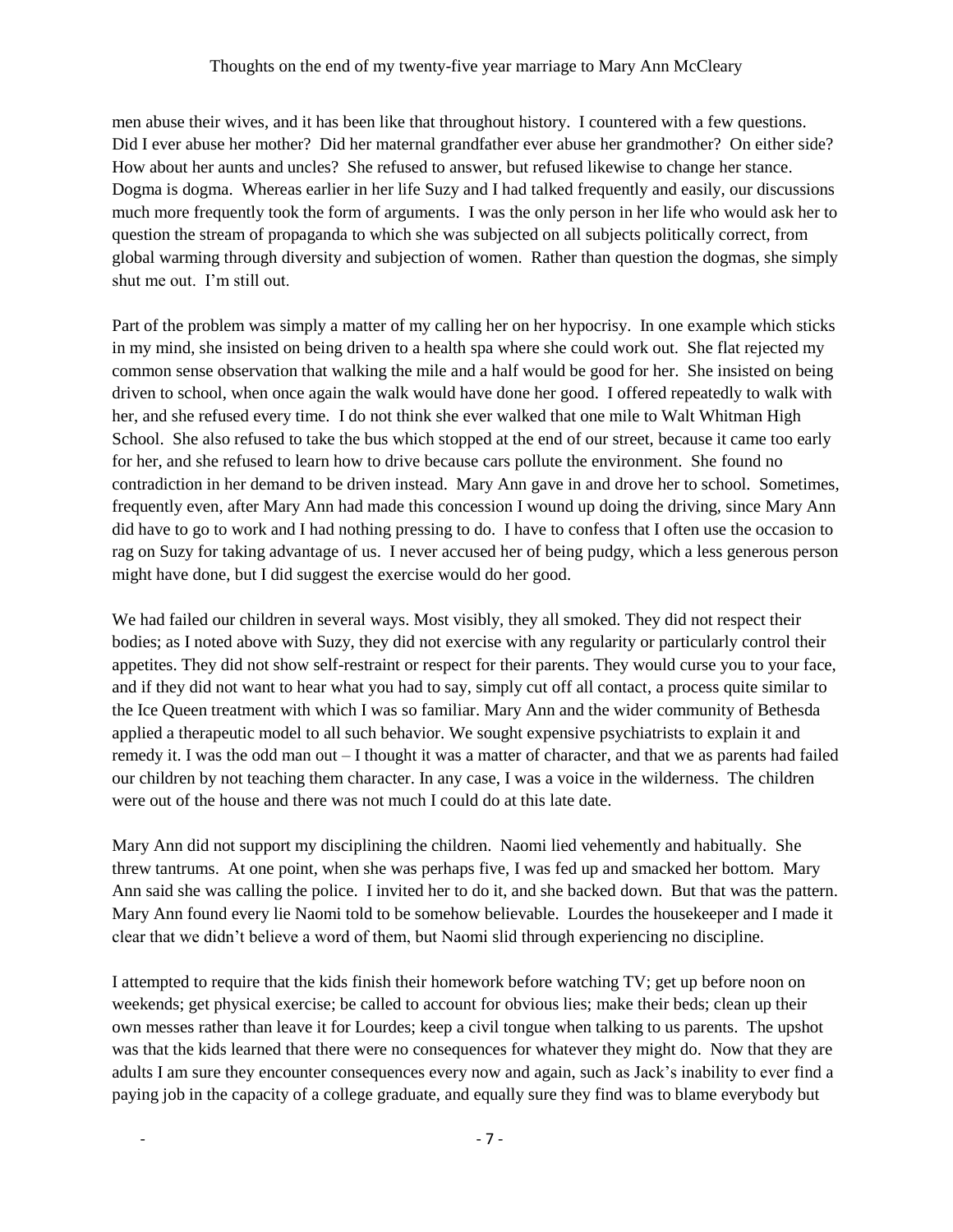men abuse their wives, and it has been like that throughout history. I countered with a few questions. Did I ever abuse her mother? Did her maternal grandfather ever abuse her grandmother? On either side? How about her aunts and uncles? She refused to answer, but refused likewise to change her stance. Dogma is dogma. Whereas earlier in her life Suzy and I had talked frequently and easily, our discussions much more frequently took the form of arguments. I was the only person in her life who would ask her to question the stream of propaganda to which she was subjected on all subjects politically correct, from global warming through diversity and subjection of women. Rather than question the dogmas, she simply shut me out. I'm still out.

Part of the problem was simply a matter of my calling her on her hypocrisy. In one example which sticks in my mind, she insisted on being driven to a health spa where she could work out. She flat rejected my common sense observation that walking the mile and a half would be good for her. She insisted on being driven to school, when once again the walk would have done her good. I offered repeatedly to walk with her, and she refused every time. I do not think she ever walked that one mile to Walt Whitman High School. She also refused to take the bus which stopped at the end of our street, because it came too early for her, and she refused to learn how to drive because cars pollute the environment. She found no contradiction in her demand to be driven instead. Mary Ann gave in and drove her to school. Sometimes, frequently even, after Mary Ann had made this concession I wound up doing the driving, since Mary Ann did have to go to work and I had nothing pressing to do. I have to confess that I often use the occasion to rag on Suzy for taking advantage of us. I never accused her of being pudgy, which a less generous person might have done, but I did suggest the exercise would do her good.

We had failed our children in several ways. Most visibly, they all smoked. They did not respect their bodies; as I noted above with Suzy, they did not exercise with any regularity or particularly control their appetites. They did not show self-restraint or respect for their parents. They would curse you to your face, and if they did not want to hear what you had to say, simply cut off all contact, a process quite similar to the Ice Queen treatment with which I was so familiar. Mary Ann and the wider community of Bethesda applied a therapeutic model to all such behavior. We sought expensive psychiatrists to explain it and remedy it. I was the odd man out – I thought it was a matter of character, and that we as parents had failed our children by not teaching them character. In any case, I was a voice in the wilderness. The children were out of the house and there was not much I could do at this late date.

Mary Ann did not support my disciplining the children. Naomi lied vehemently and habitually. She threw tantrums. At one point, when she was perhaps five, I was fed up and smacked her bottom. Mary Ann said she was calling the police. I invited her to do it, and she backed down. But that was the pattern. Mary Ann found every lie Naomi told to be somehow believable. Lourdes the housekeeper and I made it clear that we didn't believe a word of them, but Naomi slid through experiencing no discipline.

I attempted to require that the kids finish their homework before watching TV; get up before noon on weekends; get physical exercise; be called to account for obvious lies; make their beds; clean up their own messes rather than leave it for Lourdes; keep a civil tongue when talking to us parents. The upshot was that the kids learned that there were no consequences for whatever they might do. Now that they are adults I am sure they encounter consequences every now and again, such as Jack's inability to ever find a paying job in the capacity of a college graduate, and equally sure they find was to blame everybody but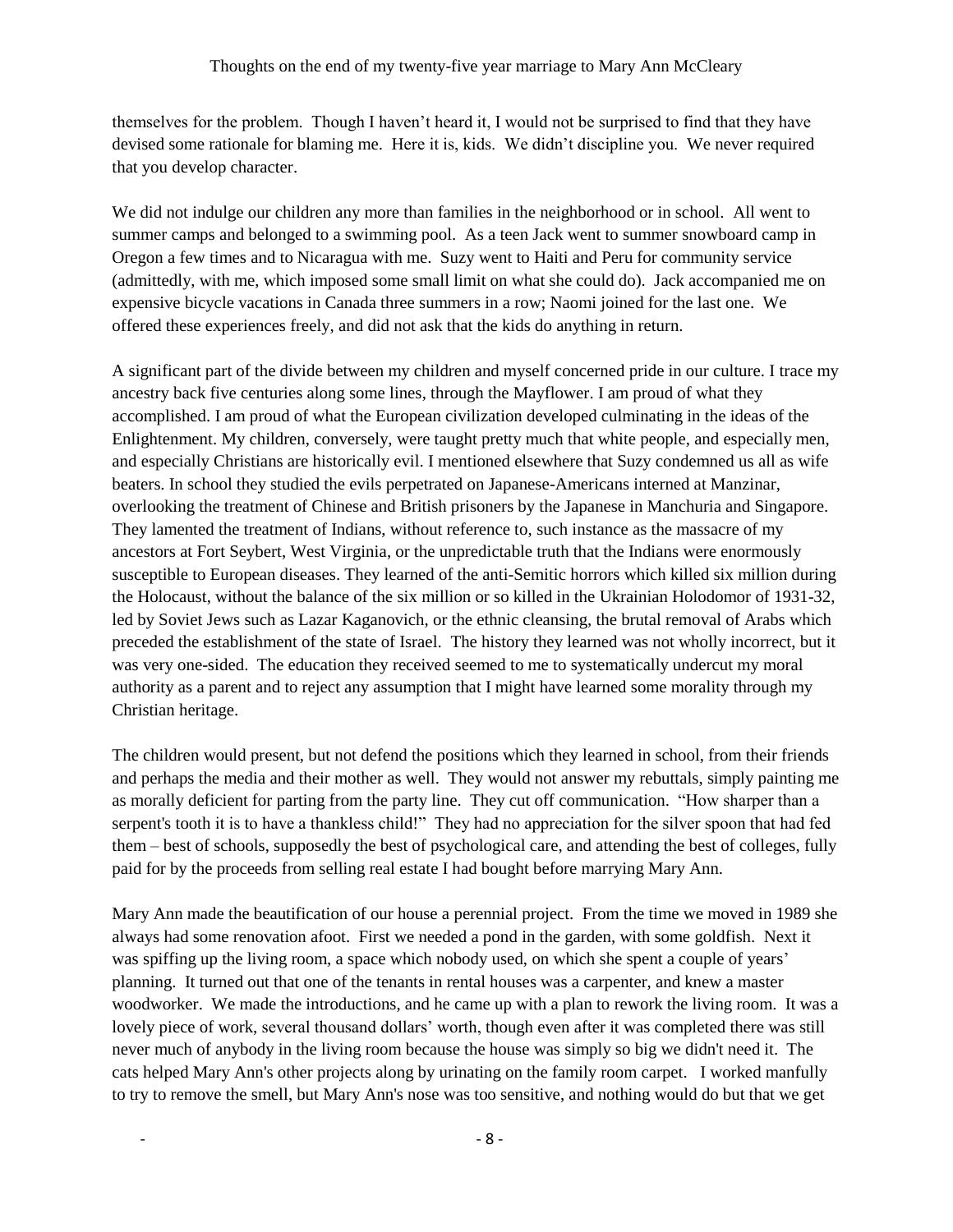themselves for the problem. Though I haven't heard it, I would not be surprised to find that they have devised some rationale for blaming me. Here it is, kids. We didn't discipline you. We never required that you develop character.

We did not indulge our children any more than families in the neighborhood or in school. All went to summer camps and belonged to a swimming pool. As a teen Jack went to summer snowboard camp in Oregon a few times and to Nicaragua with me. Suzy went to Haiti and Peru for community service (admittedly, with me, which imposed some small limit on what she could do). Jack accompanied me on expensive bicycle vacations in Canada three summers in a row; Naomi joined for the last one. We offered these experiences freely, and did not ask that the kids do anything in return.

A significant part of the divide between my children and myself concerned pride in our culture. I trace my ancestry back five centuries along some lines, through the Mayflower. I am proud of what they accomplished. I am proud of what the European civilization developed culminating in the ideas of the Enlightenment. My children, conversely, were taught pretty much that white people, and especially men, and especially Christians are historically evil. I mentioned elsewhere that Suzy condemned us all as wife beaters. In school they studied the evils perpetrated on Japanese-Americans interned at Manzinar, overlooking the treatment of Chinese and British prisoners by the Japanese in Manchuria and Singapore. They lamented the treatment of Indians, without reference to, such instance as the massacre of my ancestors at Fort Seybert, West Virginia, or the unpredictable truth that the Indians were enormously susceptible to European diseases. They learned of the anti-Semitic horrors which killed six million during the Holocaust, without the balance of the six million or so killed in the Ukrainian Holodomor of 1931-32, led by Soviet Jews such as Lazar Kaganovich, or the ethnic cleansing, the brutal removal of Arabs which preceded the establishment of the state of Israel. The history they learned was not wholly incorrect, but it was very one-sided. The education they received seemed to me to systematically undercut my moral authority as a parent and to reject any assumption that I might have learned some morality through my Christian heritage.

The children would present, but not defend the positions which they learned in school, from their friends and perhaps the media and their mother as well. They would not answer my rebuttals, simply painting me as morally deficient for parting from the party line. They cut off communication. "How sharper than a serpent's tooth it is to have a thankless child!" They had no appreciation for the silver spoon that had fed them – best of schools, supposedly the best of psychological care, and attending the best of colleges, fully paid for by the proceeds from selling real estate I had bought before marrying Mary Ann.

Mary Ann made the beautification of our house a perennial project. From the time we moved in 1989 she always had some renovation afoot. First we needed a pond in the garden, with some goldfish. Next it was spiffing up the living room, a space which nobody used, on which she spent a couple of years' planning. It turned out that one of the tenants in rental houses was a carpenter, and knew a master woodworker. We made the introductions, and he came up with a plan to rework the living room. It was a lovely piece of work, several thousand dollars' worth, though even after it was completed there was still never much of anybody in the living room because the house was simply so big we didn't need it. The cats helped Mary Ann's other projects along by urinating on the family room carpet. I worked manfully to try to remove the smell, but Mary Ann's nose was too sensitive, and nothing would do but that we get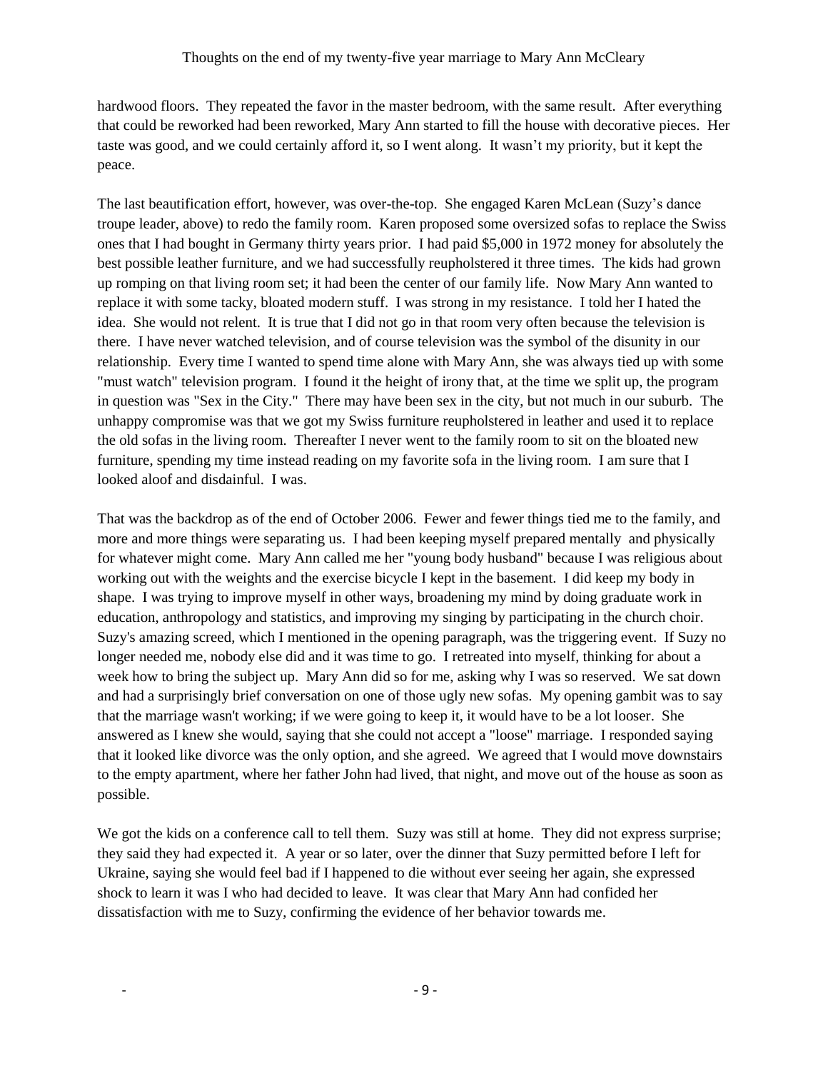hardwood floors. They repeated the favor in the master bedroom, with the same result. After everything that could be reworked had been reworked, Mary Ann started to fill the house with decorative pieces. Her taste was good, and we could certainly afford it, so I went along. It wasn't my priority, but it kept the peace.

The last beautification effort, however, was over-the-top. She engaged Karen McLean (Suzy's dance troupe leader, above) to redo the family room. Karen proposed some oversized sofas to replace the Swiss ones that I had bought in Germany thirty years prior. I had paid $5,000 in 1972 money for absolutely the best possible leather furniture, and we had successfully reupholstered it three times. The kids had grown up romping on that living room set; it had been the center of our family life. Now Mary Ann wanted to replace it with some tacky, bloated modern stuff. I was strong in my resistance. I told her I hated the idea. She would not relent. It is true that I did not go in that room very often because the television is there. I have never watched television, and of course television was the symbol of the disunity in our relationship. Every time I wanted to spend time alone with Mary Ann, she was always tied up with some "must watch" television program. I found it the height of irony that, at the time we split up, the program in question was "Sex in the City." There may have been sex in the city, but not much in our suburb. The unhappy compromise was that we got my Swiss furniture reupholstered in leather and used it to replace the old sofas in the living room. Thereafter I never went to the family room to sit on the bloated new furniture, spending my time instead reading on my favorite sofa in the living room. I am sure that I looked aloof and disdainful. I was.

That was the backdrop as of the end of October 2006. Fewer and fewer things tied me to the family, and more and more things were separating us. I had been keeping myself prepared mentally and physically for whatever might come. Mary Ann called me her "young body husband" because I was religious about working out with the weights and the exercise bicycle I kept in the basement. I did keep my body in shape. I was trying to improve myself in other ways, broadening my mind by doing graduate work in education, anthropology and statistics, and improving my singing by participating in the church choir. Suzy's amazing screed, which I mentioned in the opening paragraph, was the triggering event. If Suzy no longer needed me, nobody else did and it was time to go. I retreated into myself, thinking for about a week how to bring the subject up. Mary Ann did so for me, asking why I was so reserved. We sat down and had a surprisingly brief conversation on one of those ugly new sofas. My opening gambit was to say that the marriage wasn't working; if we were going to keep it, it would have to be a lot looser. She answered as I knew she would, saying that she could not accept a "loose" marriage. I responded saying that it looked like divorce was the only option, and she agreed. We agreed that I would move downstairs to the empty apartment, where her father John had lived, that night, and move out of the house as soon as possible.

We got the kids on a conference call to tell them. Suzy was still at home. They did not express surprise; they said they had expected it. A year or so later, over the dinner that Suzy permitted before I left for Ukraine, saying she would feel bad if I happened to die without ever seeing her again, she expressed shock to learn it was I who had decided to leave. It was clear that Mary Ann had confided her dissatisfaction with me to Suzy, confirming the evidence of her behavior towards me.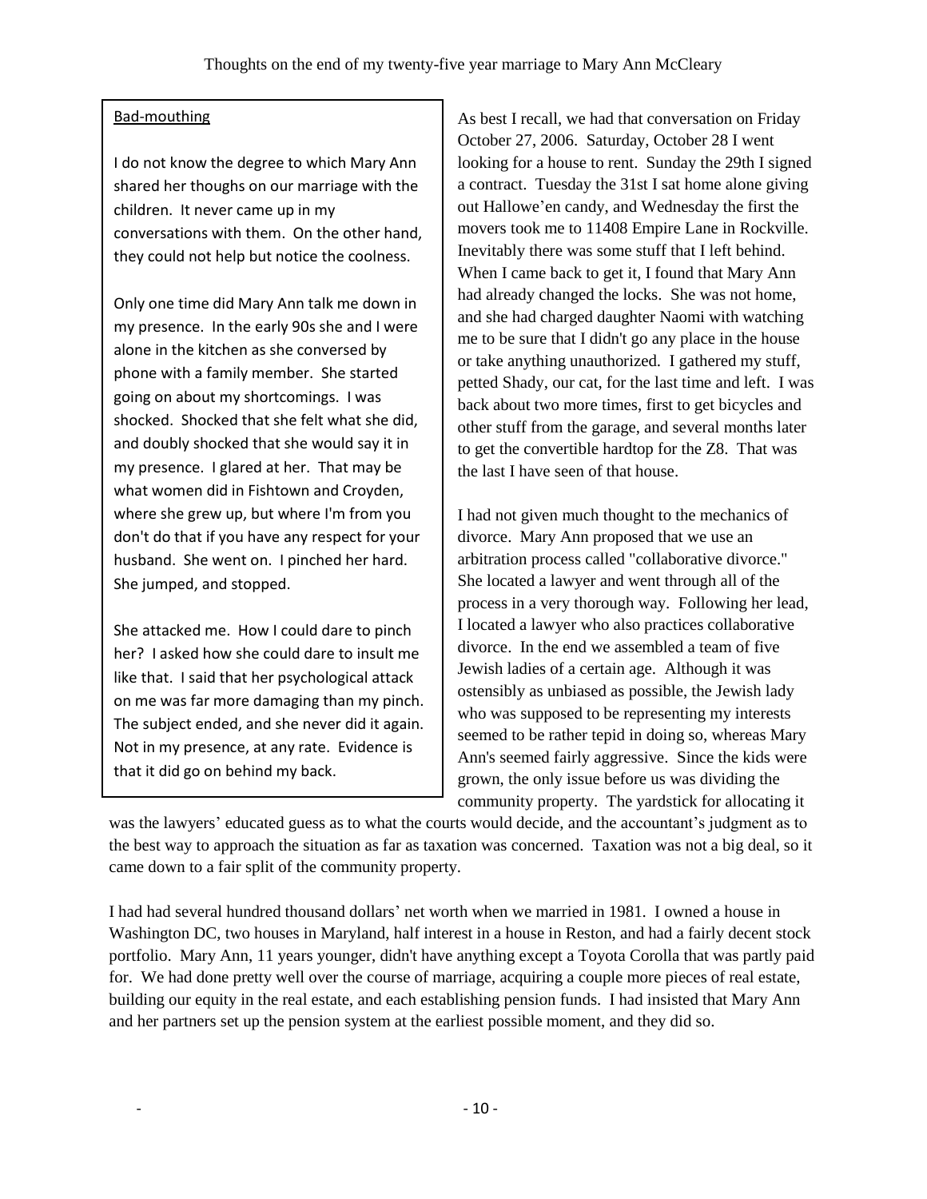### Bad-mouthing

I do not know the degree to which Mary Ann shared her thoughs on our marriage with the children. It never came up in my conversations with them. On the other hand, they could not help but notice the coolness.

Only one time did Mary Ann talk me down in my presence. In the early 90s she and I were alone in the kitchen as she conversed by phone with a family member. She started going on about my shortcomings. I was shocked. Shocked that she felt what she did, and doubly shocked that she would say it in my presence. I glared at her. That may be what women did in Fishtown and Croyden, where she grew up, but where I'm from you don't do that if you have any respect for your husband. She went on. I pinched her hard. She jumped, and stopped.

She attacked me. How I could dare to pinch her? I asked how she could dare to insult me like that. I said that her psychological attack on me was far more damaging than my pinch. The subject ended, and she never did it again. Not in my presence, at any rate. Evidence is that it did go on behind my back.

As best I recall, we had that conversation on Friday October 27, 2006. Saturday, October 28 I went looking for a house to rent. Sunday the 29th I signed a contract. Tuesday the 31st I sat home alone giving out Hallowe'en candy, and Wednesday the first the movers took me to 11408 Empire Lane in Rockville. Inevitably there was some stuff that I left behind. When I came back to get it, I found that Mary Ann had already changed the locks. She was not home, and she had charged daughter Naomi with watching me to be sure that I didn't go any place in the house or take anything unauthorized. I gathered my stuff, petted Shady, our cat, for the last time and left. I was back about two more times, first to get bicycles and other stuff from the garage, and several months later to get the convertible hardtop for the Z8. That was the last I have seen of that house.

I had not given much thought to the mechanics of divorce. Mary Ann proposed that we use an arbitration process called "collaborative divorce." She located a lawyer and went through all of the process in a very thorough way. Following her lead, I located a lawyer who also practices collaborative divorce. In the end we assembled a team of five Jewish ladies of a certain age. Although it was ostensibly as unbiased as possible, the Jewish lady who was supposed to be representing my interests seemed to be rather tepid in doing so, whereas Mary Ann's seemed fairly aggressive. Since the kids were grown, the only issue before us was dividing the community property. The yardstick for allocating it was the lawyers' educated guess as to what the courts would decide, and the accountant's judgment as to the best way to approach the situation as far as taxation was concerned. Taxation was not a big deal, so it came down to a fair split of the community property.

I had had several hundred thousand dollars' net worth when we married in 1981. I owned a house in Washington DC, two houses in Maryland, half interest in a house in Reston, and had a fairly decent stock portfolio. Mary Ann, 11 years younger, didn't have anything except a Toyota Corolla that was partly paid for. We had done pretty well over the course of marriage, acquiring a couple more pieces of real estate, building our equity in the real estate, and each establishing pension funds. I had insisted that Mary Ann and her partners set up the pension system at the earliest possible moment, and they did so.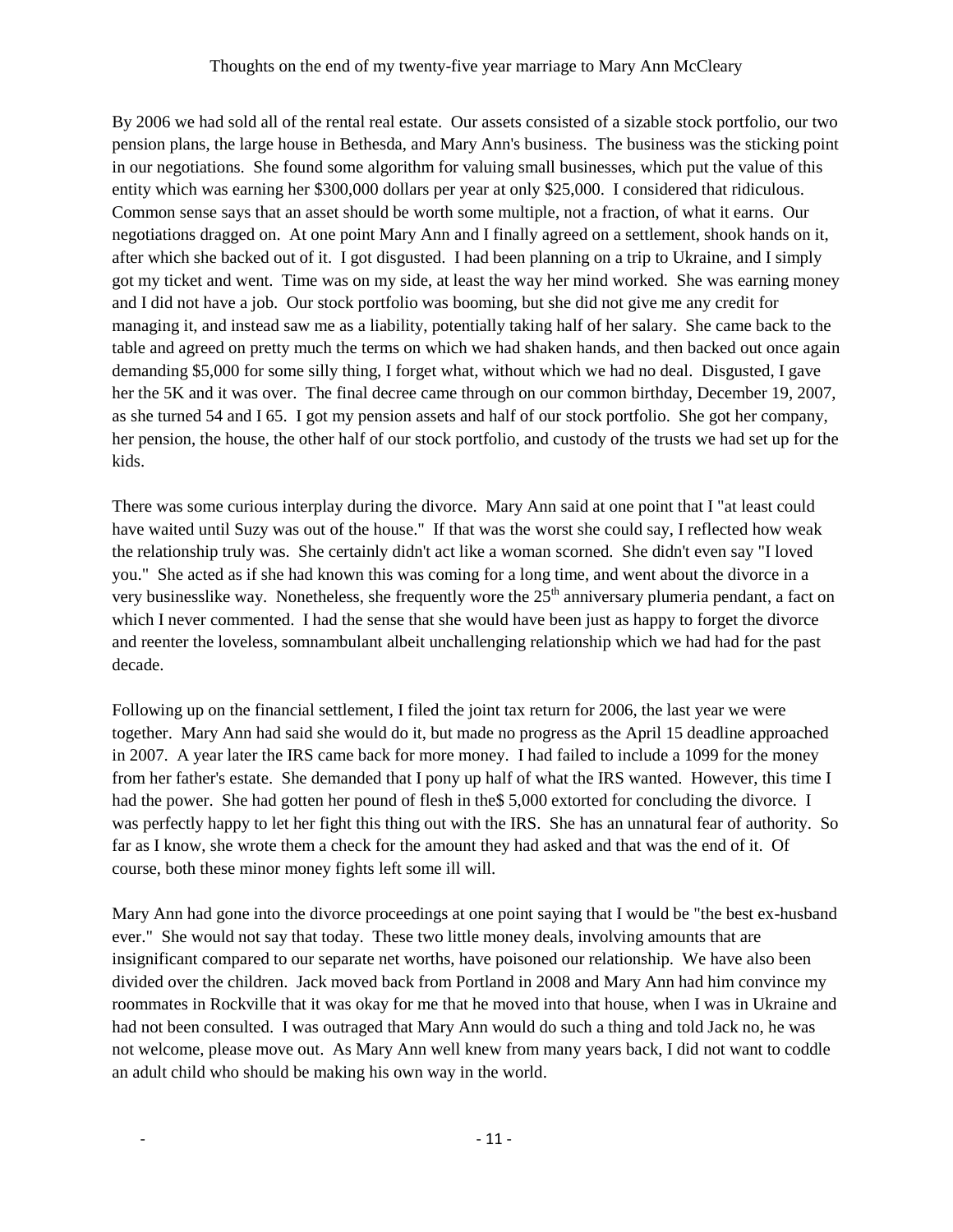By 2006 we had sold all of the rental real estate. Our assets consisted of a sizable stock portfolio, our two pension plans, the large house in Bethesda, and Mary Ann's business. The business was the sticking point in our negotiations. She found some algorithm for valuing small businesses, which put the value of this entity which was earning her $300,000 dollars per year at only $25,000. I considered that ridiculous. Common sense says that an asset should be worth some multiple, not a fraction, of what it earns. Our negotiations dragged on. At one point Mary Ann and I finally agreed on a settlement, shook hands on it, after which she backed out of it. I got disgusted. I had been planning on a trip to Ukraine, and I simply got my ticket and went. Time was on my side, at least the way her mind worked. She was earning money and I did not have a job. Our stock portfolio was booming, but she did not give me any credit for managing it, and instead saw me as a liability, potentially taking half of her salary. She came back to the table and agreed on pretty much the terms on which we had shaken hands, and then backed out once again demanding $5,000 for some silly thing, I forget what, without which we had no deal. Disgusted, I gave her the 5K and it was over. The final decree came through on our common birthday, December 19, 2007, as she turned 54 and I 65. I got my pension assets and half of our stock portfolio. She got her company, her pension, the house, the other half of our stock portfolio, and custody of the trusts we had set up for the kids.

There was some curious interplay during the divorce. Mary Ann said at one point that I "at least could have waited until Suzy was out of the house." If that was the worst she could say, I reflected how weak the relationship truly was. She certainly didn't act like a woman scorned. She didn't even say "I loved you." She acted as if she had known this was coming for a long time, and went about the divorce in a very businesslike way. Nonetheless, she frequently wore the 25th anniversary plumeria pendant, a fact on which I never commented. I had the sense that she would have been just as happy to forget the divorce and reenter the loveless, somnambulant albeit unchallenging relationship which we had had for the past decade.

Following up on the financial settlement, I filed the joint tax return for 2006, the last year we were together. Mary Ann had said she would do it, but made no progress as the April 15 deadline approached in 2007. A year later the IRS came back for more money. I had failed to include a 1099 for the money from her father's estate. She demanded that I pony up half of what the IRS wanted. However, this time I had the power. She had gotten her pound of flesh in the$ 5,000 extorted for concluding the divorce. I was perfectly happy to let her fight this thing out with the IRS. She has an unnatural fear of authority. So far as I know, she wrote them a check for the amount they had asked and that was the end of it. Of course, both these minor money fights left some ill will.

Mary Ann had gone into the divorce proceedings at one point saying that I would be "the best ex-husband ever." She would not say that today. These two little money deals, involving amounts that are insignificant compared to our separate net worths, have poisoned our relationship. We have also been divided over the children. Jack moved back from Portland in 2008 and Mary Ann had him convince my roommates in Rockville that it was okay for me that he moved into that house, when I was in Ukraine and had not been consulted. I was outraged that Mary Ann would do such a thing and told Jack no, he was not welcome, please move out. As Mary Ann well knew from many years back, I did not want to coddle an adult child who should be making his own way in the world.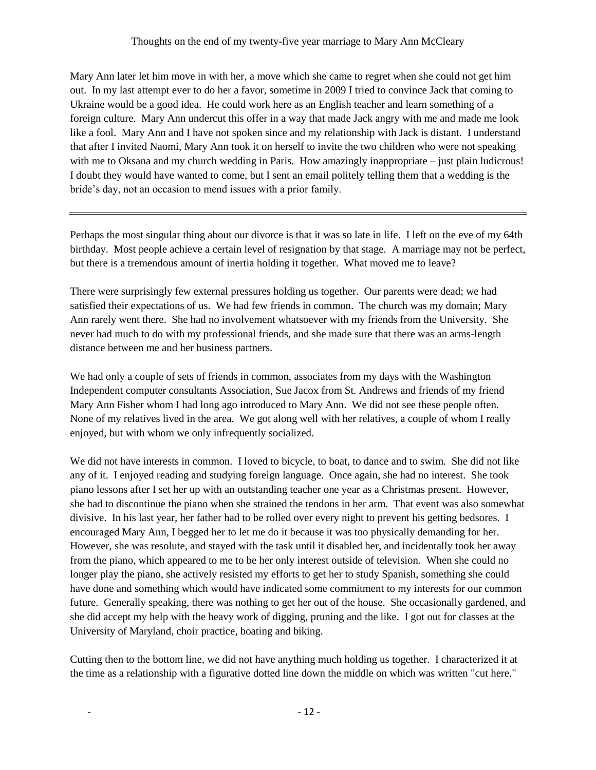Mary Ann later let him move in with her, a move which she came to regret when she could not get him out. In my last attempt ever to do her a favor, sometime in 2009 I tried to convince Jack that coming to Ukraine would be a good idea. He could work here as an English teacher and learn something of a foreign culture. Mary Ann undercut this offer in a way that made Jack angry with me and made me look like a fool. Mary Ann and I have not spoken since and my relationship with Jack is distant. I understand that after I invited Naomi, Mary Ann took it on herself to invite the two children who were not speaking with me to Oksana and my church wedding in Paris. How amazingly inappropriate – just plain ludicrous! I doubt they would have wanted to come, but I sent an email politely telling them that a wedding is the bride's day, not an occasion to mend issues with a prior family.

---

Perhaps the most singular thing about our divorce is that it was so late in life. I left on the eve of my 64th birthday. Most people achieve a certain level of resignation by that stage. A marriage may not be perfect, but there is a tremendous amount of inertia holding it together. What moved me to leave?

There were surprisingly few external pressures holding us together. Our parents were dead; we had satisfied their expectations of us. We had few friends in common. The church was my domain; Mary Ann rarely went there. She had no involvement whatsoever with my friends from the University. She never had much to do with my professional friends, and she made sure that there was an arms-length distance between me and her business partners.

We had only a couple of sets of friends in common, associates from my days with the Washington Independent computer consultants Association, Sue Jacox from St. Andrews and friends of my friend Mary Ann Fisher whom I had long ago introduced to Mary Ann. We did not see these people often. None of my relatives lived in the area. We got along well with her relatives, a couple of whom I really enjoyed, but with whom we only infrequently socialized.

We did not have interests in common. I loved to bicycle, to boat, to dance and to swim. She did not like any of it. I enjoyed reading and studying foreign language. Once again, she had no interest. She took piano lessons after I set her up with an outstanding teacher one year as a Christmas present. However, she had to discontinue the piano when she strained the tendons in her arm. That event was also somewhat divisive. In his last year, her father had to be rolled over every night to prevent his getting bedsores. I encouraged Mary Ann, I begged her to let me do it because it was too physically demanding for her. However, she was resolute, and stayed with the task until it disabled her, and incidentally took her away from the piano, which appeared to me to be her only interest outside of television. When she could no longer play the piano, she actively resisted my efforts to get her to study Spanish, something she could have done and something which would have indicated some commitment to my interests for our common future. Generally speaking, there was nothing to get her out of the house. She occasionally gardened, and she did accept my help with the heavy work of digging, pruning and the like. I got out for classes at the University of Maryland, choir practice, boating and biking.

Cutting then to the bottom line, we did not have anything much holding us together. I characterized it at the time as a relationship with a figurative dotted line down the middle on which was written "cut here."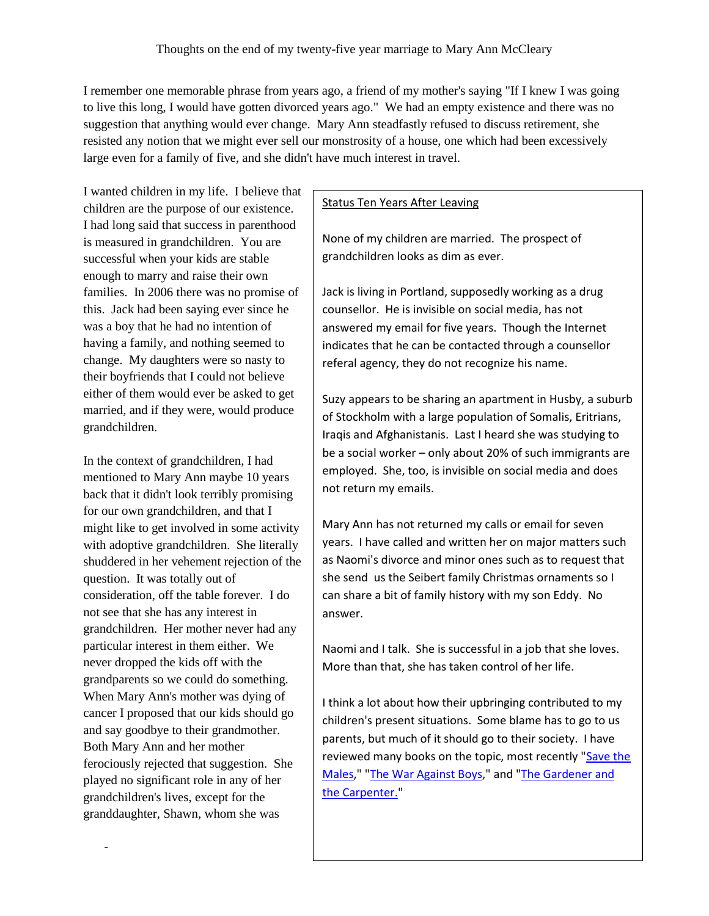Thoughts on the end of my twenty-five year marriage to Mary Ann McCleary

I remember one memorable phrase from years ago, a friend of my mother's saying "If I knew I was going to live this long, I would have gotten divorced years ago." We had an empty existence and there was no suggestion that anything would ever change. Mary Ann steadfastly refused to discuss retirement, she resisted any notion that we might ever sell our monstrosity of a house, one which had been excessively large even for a family of five, and she didn't have much interest in travel.

I wanted children in my life. I believe that children are the purpose of our existence. I had long said that success in parenthood is measured in grandchildren. You are successful when your kids are stable enough to marry and raise their own families. In 2006 there was no promise of this. Jack had been saying ever since he was a boy that he had no intention of having a family, and nothing seemed to change. My daughters were so nasty to their boyfriends that I could not believe either of them would ever be asked to get married, and if they were, would produce grandchildren.

In the context of grandchildren, I had mentioned to Mary Ann maybe 10 years back that it didn't look terribly promising for our own grandchildren, and that I might like to get involved in some activity with adoptive grandchildren. She literally shuddered in her vehement rejection of the question. It was totally out of consideration, off the table forever. I do not see that she has any interest in grandchildren. Her mother never had any particular interest in them either. We never dropped the kids off with the grandparents so we could do something. When Mary Ann's mother was dying of cancer I proposed that our kids should go and say goodbye to their grandmother. Both Mary Ann and her mother ferociously rejected that suggestion. She played no significant role in any of her grandchildren's lives, except for the granddaughter, Shawn, whom she was

> Status Ten Years After Leaving
>
> None of my children are married. The prospect of grandchildren looks as dim as ever.
>
> Jack is living in Portland, supposedly working as a drug counsellor. He is invisible on social media, has not answered my email for five years. Though the Internet indicates that he can be contacted through a counsellor referal agency, they do not recognize his name.
>
> Suzy appears to be sharing an apartment in Husby, a suburb of Stockholm with a large population of Somalis, Eritrians, Iraqis and Afghanistanis. Last I heard she was studying to be a social worker – only about 20% of such immigrants are employed. She, too, is invisible on social media and does not return my emails.
>
> Mary Ann has not returned my calls or email for seven years. I have called and written her on major matters such as Naomi's divorce and minor ones such as to request that she send us the Seibert family Christmas ornaments so I can share a bit of family history with my son Eddy. No answer.
>
> Naomi and I talk. She is successful in a job that she loves. More than that, she has taken control of her life.
>
> I think a lot about how their upbringing contributed to my children's present situations. Some blame has to go to us parents, but much of it should go to their society. I have reviewed many books on the topic, most recently "Save the Males," "The War Against Boys," and "The Gardener and the Carpenter."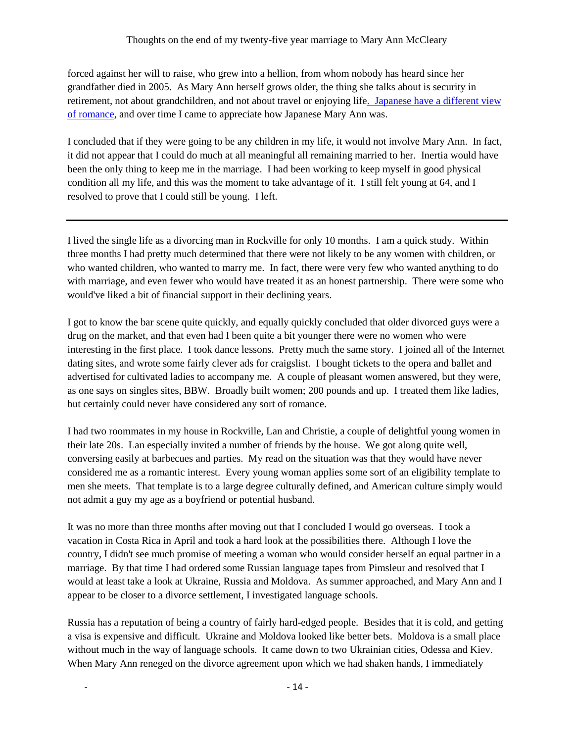forced against her will to raise, who grew into a hellion, from whom nobody has heard since her grandfather died in 2005. As Mary Ann herself grows older, the thing she talks about is security in retirement, not about grandchildren, and not about travel or enjoying life. Japanese have a different view of romance, and over time I came to appreciate how Japanese Mary Ann was.

I concluded that if they were going to be any children in my life, it would not involve Mary Ann. In fact, it did not appear that I could do much at all meaningful all remaining married to her. Inertia would have been the only thing to keep me in the marriage. I had been working to keep myself in good physical condition all my life, and this was the moment to take advantage of it. I still felt young at 64, and I resolved to prove that I could still be young. I left.

---

I lived the single life as a divorcing man in Rockville for only 10 months. I am a quick study. Within three months I had pretty much determined that there were not likely to be any women with children, or who wanted children, who wanted to marry me. In fact, there were very few who wanted anything to do with marriage, and even fewer who would have treated it as an honest partnership. There were some who would've liked a bit of financial support in their declining years.

I got to know the bar scene quite quickly, and equally quickly concluded that older divorced guys were a drug on the market, and that even had I been quite a bit younger there were no women who were interesting in the first place. I took dance lessons. Pretty much the same story. I joined all of the Internet dating sites, and wrote some fairly clever ads for craigslist. I bought tickets to the opera and ballet and advertised for cultivated ladies to accompany me. A couple of pleasant women answered, but they were, as one says on singles sites, BBW. Broadly built women; 200 pounds and up. I treated them like ladies, but certainly could never have considered any sort of romance.

I had two roommates in my house in Rockville, Lan and Christie, a couple of delightful young women in their late 20s. Lan especially invited a number of friends by the house. We got along quite well, conversing easily at barbecues and parties. My read on the situation was that they would have never considered me as a romantic interest. Every young woman applies some sort of an eligibility template to men she meets. That template is to a large degree culturally defined, and American culture simply would not admit a guy my age as a boyfriend or potential husband.

It was no more than three months after moving out that I concluded I would go overseas. I took a vacation in Costa Rica in April and took a hard look at the possibilities there. Although I love the country, I didn't see much promise of meeting a woman who would consider herself an equal partner in a marriage. By that time I had ordered some Russian language tapes from Pimsleur and resolved that I would at least take a look at Ukraine, Russia and Moldova. As summer approached, and Mary Ann and I appear to be closer to a divorce settlement, I investigated language schools.

Russia has a reputation of being a country of fairly hard-edged people. Besides that it is cold, and getting a visa is expensive and difficult. Ukraine and Moldova looked like better bets. Moldova is a small place without much in the way of language schools. It came down to two Ukrainian cities, Odessa and Kiev. When Mary Ann reneged on the divorce agreement upon which we had shaken hands, I immediately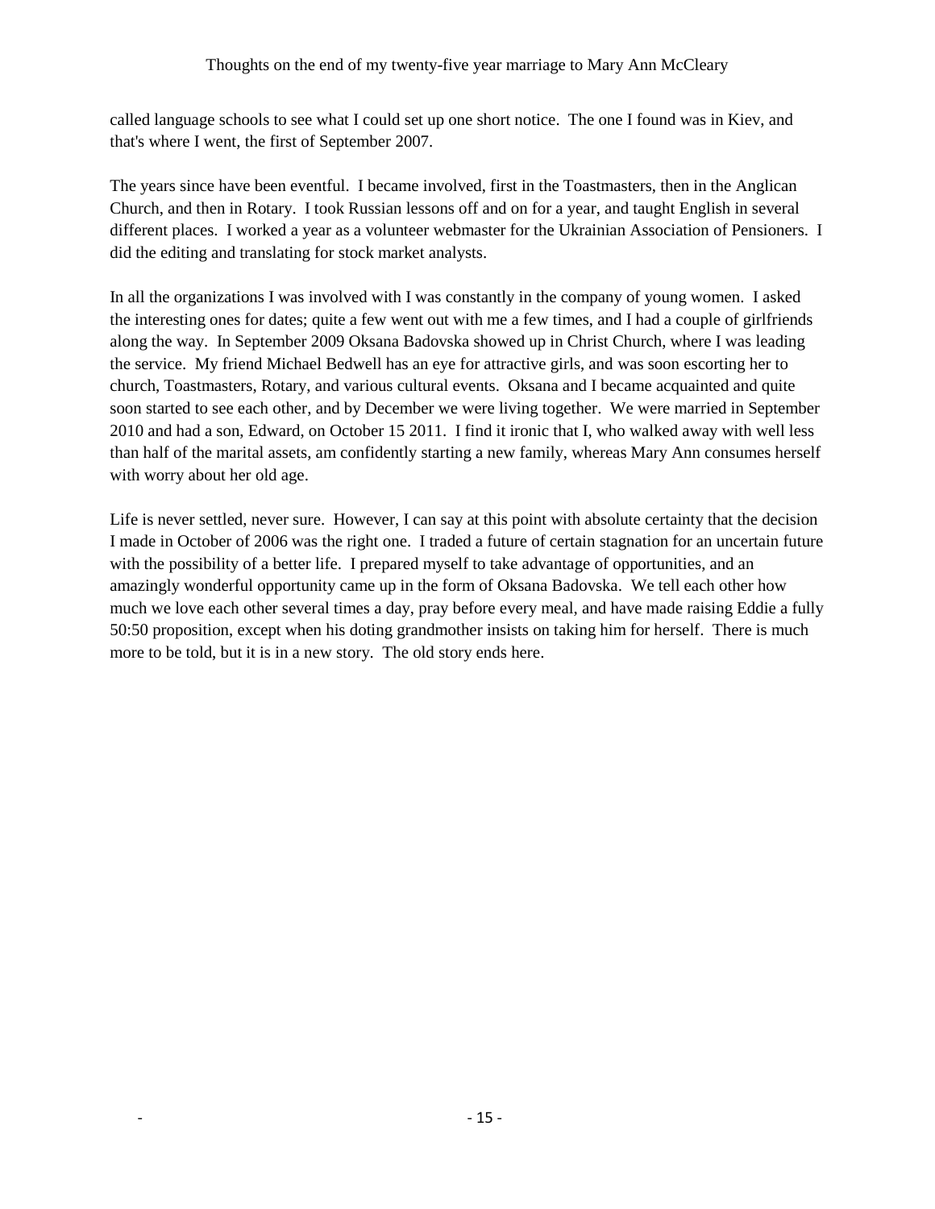called language schools to see what I could set up one short notice. The one I found was in Kiev, and that's where I went, the first of September 2007.

The years since have been eventful. I became involved, first in the Toastmasters, then in the Anglican Church, and then in Rotary. I took Russian lessons off and on for a year, and taught English in several different places. I worked a year as a volunteer webmaster for the Ukrainian Association of Pensioners. I did the editing and translating for stock market analysts.

In all the organizations I was involved with I was constantly in the company of young women. I asked the interesting ones for dates; quite a few went out with me a few times, and I had a couple of girlfriends along the way. In September 2009 Oksana Badovska showed up in Christ Church, where I was leading the service. My friend Michael Bedwell has an eye for attractive girls, and was soon escorting her to church, Toastmasters, Rotary, and various cultural events. Oksana and I became acquainted and quite soon started to see each other, and by December we were living together. We were married in September 2010 and had a son, Edward, on October 15 2011. I find it ironic that I, who walked away with well less than half of the marital assets, am confidently starting a new family, whereas Mary Ann consumes herself with worry about her old age.

Life is never settled, never sure. However, I can say at this point with absolute certainty that the decision I made in October of 2006 was the right one. I traded a future of certain stagnation for an uncertain future with the possibility of a better life. I prepared myself to take advantage of opportunities, and an amazingly wonderful opportunity came up in the form of Oksana Badovska. We tell each other how much we love each other several times a day, pray before every meal, and have made raising Eddie a fully 50:50 proposition, except when his doting grandmother insists on taking him for herself. There is much more to be told, but it is in a new story. The old story ends here.